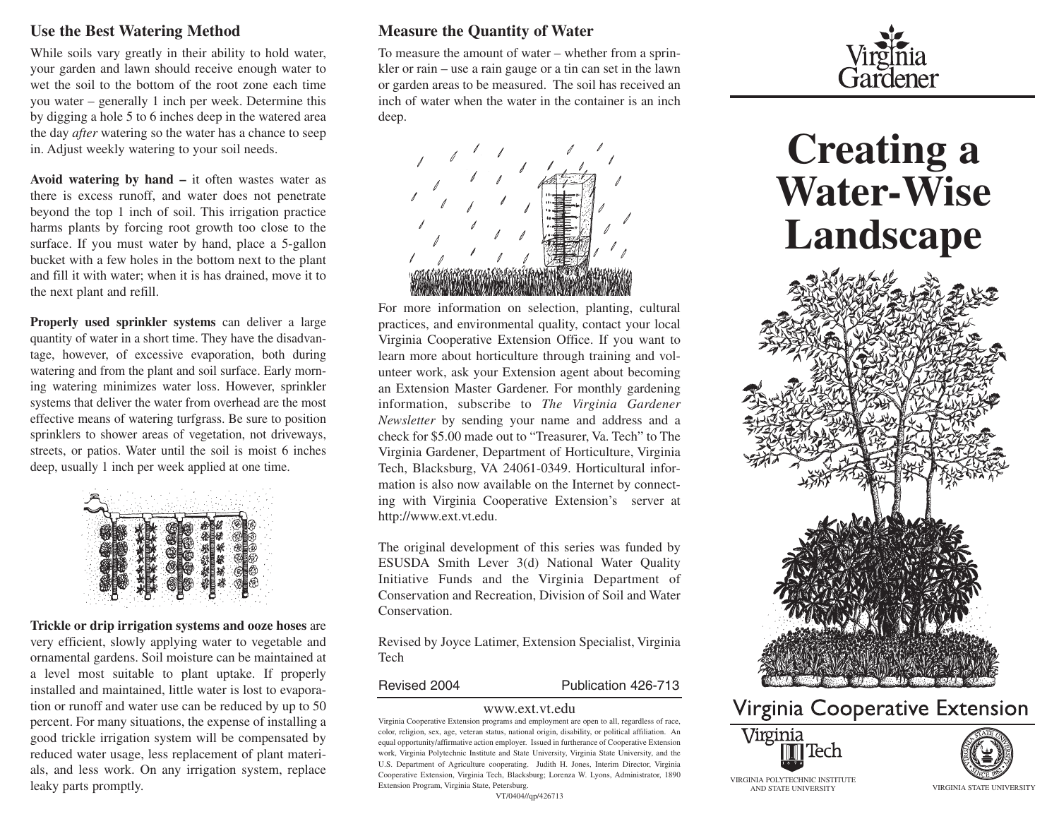## Use the Best Watering Method

While soils vary greatly in their ability to hold water, your garden and lawn should receive enough water to wet the soil to the bottom of the root zone each time you water – generally 1 inch per week. Determine this by digging a hole 5 to 6 inches deep in the watered area the day *after* watering so the water has a chance to seep in. Adjust weekly watering to your soil needs.

**Avoid watering by hand –** it often wastes water as there is excess runoff, and water does not penetrate beyond the top 1 inch of soil. This irrigation practice harms plants by forcing root growth too close to the surface. If you must water by hand, place a 5-gallon bucket with a few holes in the bottom next to the plant and fill it with water; when it is has drained, move it to the next plant and refill.

**Properly used sprinkler systems** can deliver a large quantity of water in a short time. They have the disadvantage, however, of excessive evaporation, both during watering and from the plant and soil surface. Early morning watering minimizes water loss. However, sprinkler systems that deliver the water from overhead are the most effective means of watering turfgrass. Be sure to position sprinklers to shower areas of vegetation, not driveways, streets, or patios. Water until the soil is moist 6 inches deep, usually 1 inch per week applied at one time.

**Trickle or drip irrigation systems and ooze hoses** are very efficient, slowly applying water to vegetable and ornamental gardens. Soil moisture can be maintained at a level most suitable to plant uptake. If properly installed and maintained, little water is lost to evaporation or runoff and water use can be reduced by up to 50 percent. For many situations, the expense of installing a good trickle irrigation system will be compensated by reduced water usage, less replacement of plant materials, and less work. On any irrigation system, replace leaky parts promptly.

## Measure the Quantity of Water

To measure the amount of water – whether from a sprinkler or rain – use a rain gauge or a tin can set in the lawn or garden areas to be measured. The soil has received an inch of water when the water in the container is an inch deep.

For more information on selection, planting, cultural practices, and environmental quality, contact your local Virginia Cooperative Extension Office. If you want to learn more about horticulture through training and volunteer work, ask your Extension agent about becoming an Extension Master Gardener. For monthly gardening information, subscribe to *The Virginia Gardener Newsletter* by sending your name and address and a check for $5.00 made out to "Treasurer, Va. Tech" to The Virginia Gardener, Department of Horticulture, Virginia Tech, Blacksburg, VA 24061-0349. Horticultural information is also now available on the Internet by connecting with Virginia Cooperative Extension's server at http://www.ext.vt.edu.

The original development of this series was funded by ESUSDA Smith Lever 3(d) National Water Quality Initiative Funds and the Virginia Department of Conservation and Recreation, Division of Soil and Water Conservation.

Revised by Joyce Latimer, Extension Specialist, Virginia Tech

Revised 2004 Publication 426-713

www.ext.vt.edu

Virginia Cooperative Extension programs and employment are open to all, regardless of race, color, religion, sex, age, veteran status, national origin, disability, or political affiliation. An equal opportunity/affirmative action employer. Issued in furtherance of Cooperative Extension work, Virginia Polytechnic Institute and State University, Virginia State University, and the U.S. Department of Agriculture cooperating. Judith H. Jones, Interim Director, Virginia Cooperative Extension, Virginia Tech, Blacksburg; Lorenza W. Lyons, Administrator, 1890 Extension Program, Virginia State, Petersburg.

VT/0404//qp/426713

Virginia Gardener

# Creating a Water-Wise Landscape

Virginia Cooperative Extension

Virginia Tech

VIRGINIA POLYTECHNIC INSTITUTE AND STATE UNIVERSITY

VIRGINIA STATE UNIVERSITY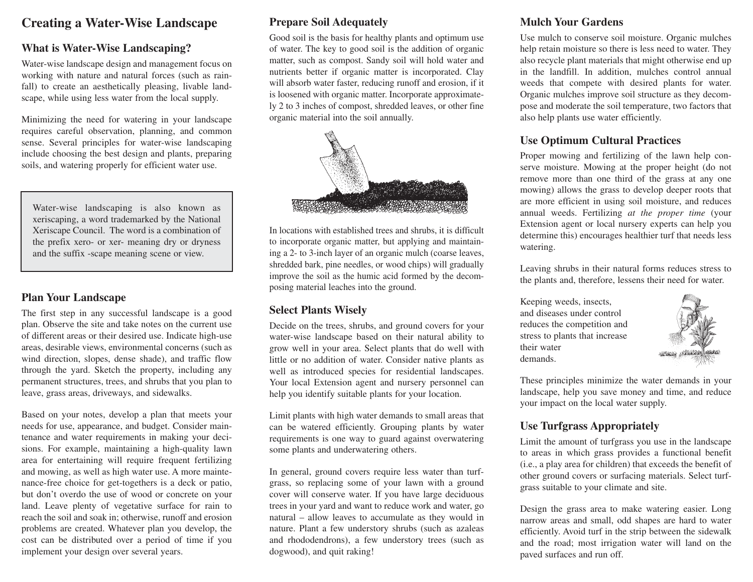# Creating a Water-Wise Landscape

## What is Water-Wise Landscaping?

Water-wise landscape design and management focus on working with nature and natural forces (such as rainfall) to create an aesthetically pleasing, livable landscape, while using less water from the local supply.

Minimizing the need for watering in your landscape requires careful observation, planning, and common sense. Several principles for water-wise landscaping include choosing the best design and plants, preparing soils, and watering properly for efficient water use.

> Water-wise landscaping is also known as xeriscaping, a word trademarked by the National Xeriscape Council. The word is a combination of the prefix xero- or xer- meaning dry or dryness and the suffix -scape meaning scene or view.

## Plan Your Landscape

The first step in any successful landscape is a good plan. Observe the site and take notes on the current use of different areas or their desired use. Indicate high-use areas, desirable views, environmental concerns (such as wind direction, slopes, dense shade), and traffic flow through the yard. Sketch the property, including any permanent structures, trees, and shrubs that you plan to leave, grass areas, driveways, and sidewalks.

Based on your notes, develop a plan that meets your needs for use, appearance, and budget. Consider maintenance and water requirements in making your decisions. For example, maintaining a high-quality lawn area for entertaining will require frequent fertilizing and mowing, as well as high water use. A more maintenance-free choice for get-togethers is a deck or patio, but don't overdo the use of wood or concrete on your land. Leave plenty of vegetative surface for rain to reach the soil and soak in; otherwise, runoff and erosion problems are created. Whatever plan you develop, the cost can be distributed over a period of time if you implement your design over several years.

## Prepare Soil Adequately

Good soil is the basis for healthy plants and optimum use of water. The key to good soil is the addition of organic matter, such as compost. Sandy soil will hold water and nutrients better if organic matter is incorporated. Clay will absorb water faster, reducing runoff and erosion, if it is loosened with organic matter. Incorporate approximately 2 to 3 inches of compost, shredded leaves, or other fine organic material into the soil annually.

In locations with established trees and shrubs, it is difficult to incorporate organic matter, but applying and maintaining a 2- to 3-inch layer of an organic mulch (coarse leaves, shredded bark, pine needles, or wood chips) will gradually improve the soil as the humic acid formed by the decomposing material leaches into the ground.

## Select Plants Wisely

Decide on the trees, shrubs, and ground covers for your water-wise landscape based on their natural ability to grow well in your area. Select plants that do well with little or no addition of water. Consider native plants as well as introduced species for residential landscapes. Your local Extension agent and nursery personnel can help you identify suitable plants for your location.

Limit plants with high water demands to small areas that can be watered efficiently. Grouping plants by water requirements is one way to guard against overwatering some plants and underwatering others.

In general, ground covers require less water than turfgrass, so replacing some of your lawn with a ground cover will conserve water. If you have large deciduous trees in your yard and want to reduce work and water, go natural – allow leaves to accumulate as they would in nature. Plant a few understory shrubs (such as azaleas and rhododendrons), a few understory trees (such as dogwood), and quit raking!

## Mulch Your Gardens

Use mulch to conserve soil moisture. Organic mulches help retain moisture so there is less need to water. They also recycle plant materials that might otherwise end up in the landfill. In addition, mulches control annual weeds that compete with desired plants for water. Organic mulches improve soil structure as they decompose and moderate the soil temperature, two factors that also help plants use water efficiently.

## Use Optimum Cultural Practices

Proper mowing and fertilizing of the lawn help conserve moisture. Mowing at the proper height (do not remove more than one third of the grass at any one mowing) allows the grass to develop deeper roots that are more efficient in using soil moisture, and reduces annual weeds. Fertilizing *at the proper time* (your Extension agent or local nursery experts can help you determine this) encourages healthier turf that needs less watering.

Leaving shrubs in their natural forms reduces stress to the plants and, therefore, lessens their need for water.

Keeping weeds, insects, and diseases under control reduces the competition and stress to plants that increase their water demands.

These principles minimize the water demands in your landscape, help you save money and time, and reduce your impact on the local water supply.

## Use Turfgrass Appropriately

Limit the amount of turfgrass you use in the landscape to areas in which grass provides a functional benefit (i.e., a play area for children) that exceeds the benefit of other ground covers or surfacing materials. Select turfgrass suitable to your climate and site.

Design the grass area to make watering easier. Long narrow areas and small, odd shapes are hard to water efficiently. Avoid turf in the strip between the sidewalk and the road; most irrigation water will land on the paved surfaces and run off.